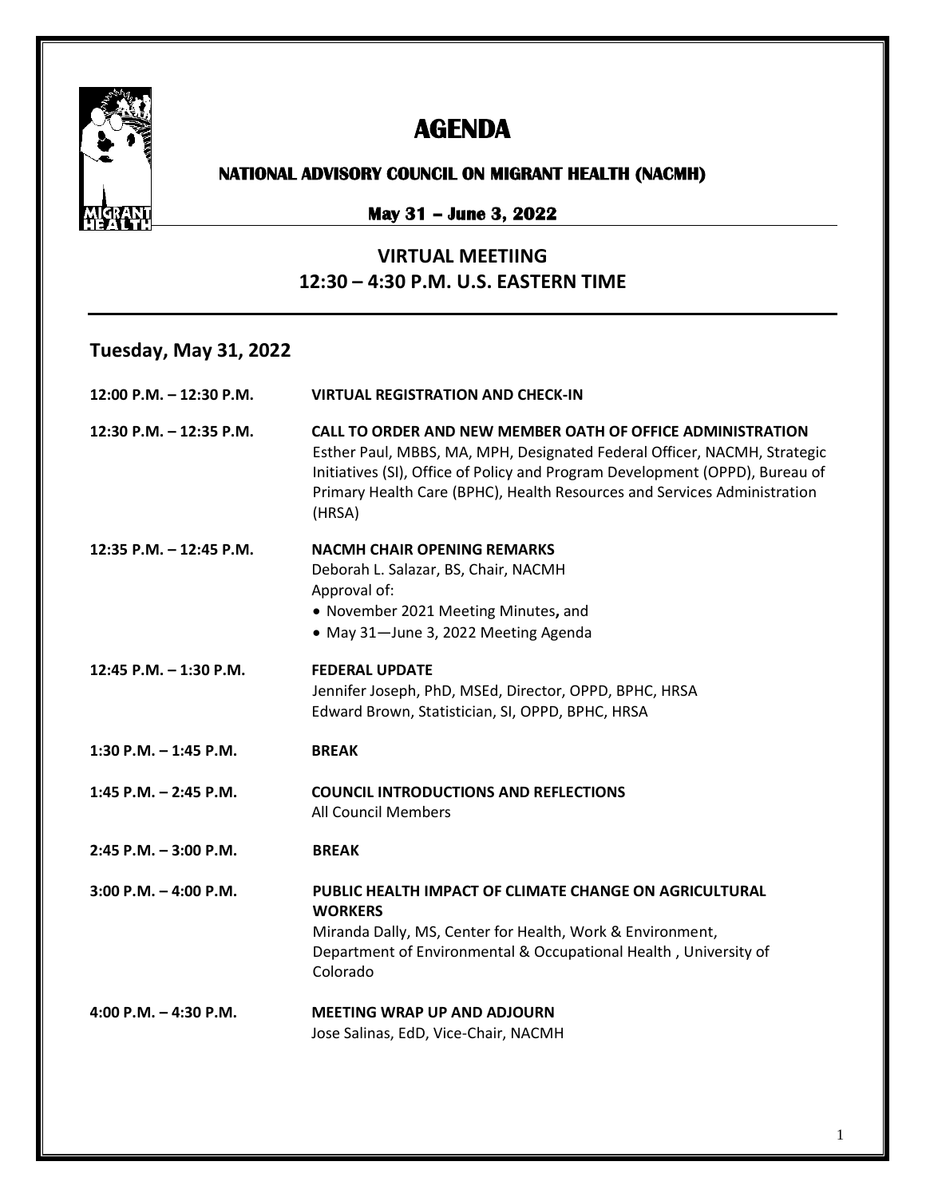# AGENDA

## NATIONAL ADVISORY COUNCIL ON MIGRANT HEALTH (NACMH)

### May 31 – June 3, 2022

### VIRTUAL MEETIING
### 12:30 – 4:30 P.M. U.S. EASTERN TIME

## Tuesday, May 31, 2022

| | |
|---|---|
| 12:00 P.M. – 12:30 P.M. | **VIRTUAL REGISTRATION AND CHECK-IN** |
| 12:30 P.M. – 12:35 P.M. | **CALL TO ORDER AND NEW MEMBER OATH OF OFFICE ADMINISTRATION**<br>Esther Paul, MBBS, MA, MPH, Designated Federal Officer, NACMH, Strategic Initiatives (SI), Office of Policy and Program Development (OPPD), Bureau of Primary Health Care (BPHC), Health Resources and Services Administration (HRSA) |
| 12:35 P.M. – 12:45 P.M. | **NACMH CHAIR OPENING REMARKS**<br>Deborah L. Salazar, BS, Chair, NACMH<br>Approval of:<br>• November 2021 Meeting Minutes**,** and<br>• May 31—June 3, 2022 Meeting Agenda |
| 12:45 P.M. – 1:30 P.M. | **FEDERAL UPDATE**<br>Jennifer Joseph, PhD, MSEd, Director, OPPD, BPHC, HRSA<br>Edward Brown, Statistician, SI, OPPD, BPHC, HRSA |
| 1:30 P.M. – 1:45 P.M. | **BREAK** |
| 1:45 P.M. – 2:45 P.M. | **COUNCIL INTRODUCTIONS AND REFLECTIONS**<br>All Council Members |
| 2:45 P.M. – 3:00 P.M. | **BREAK** |
| 3:00 P.M. – 4:00 P.M. | **PUBLIC HEALTH IMPACT OF CLIMATE CHANGE ON AGRICULTURAL WORKERS**<br>Miranda Dally, MS, Center for Health, Work & Environment, Department of Environmental & Occupational Health , University of Colorado |
| 4:00 P.M. – 4:30 P.M. | **MEETING WRAP UP AND ADJOURN**<br>Jose Salinas, EdD, Vice-Chair, NACMH |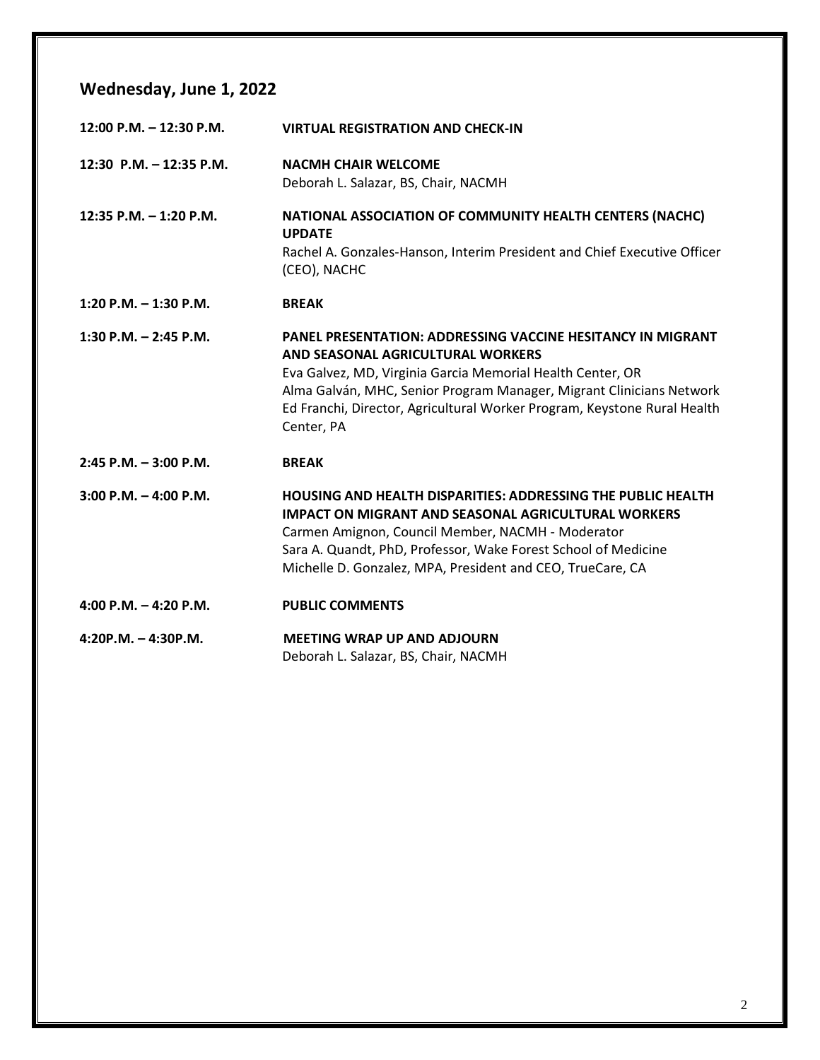## Wednesday, June 1, 2022

**12:00 P.M. – 12:30 P.M.** **VIRTUAL REGISTRATION AND CHECK-IN**

**12:30 P.M. – 12:35 P.M.** **NACMH CHAIR WELCOME**
Deborah L. Salazar, BS, Chair, NACMH

**12:35 P.M. – 1:20 P.M.** **NATIONAL ASSOCIATION OF COMMUNITY HEALTH CENTERS (NACHC) UPDATE**
Rachel A. Gonzales-Hanson, Interim President and Chief Executive Officer (CEO), NACHC

**1:20 P.M. – 1:30 P.M.** **BREAK**

**1:30 P.M. – 2:45 P.M.** **PANEL PRESENTATION: ADDRESSING VACCINE HESITANCY IN MIGRANT AND SEASONAL AGRICULTURAL WORKERS**
Eva Galvez, MD, Virginia Garcia Memorial Health Center, OR
Alma Galván, MHC, Senior Program Manager, Migrant Clinicians Network
Ed Franchi, Director, Agricultural Worker Program, Keystone Rural Health Center, PA

**2:45 P.M. – 3:00 P.M.** **BREAK**

**3:00 P.M. – 4:00 P.M.** **HOUSING AND HEALTH DISPARITIES: ADDRESSING THE PUBLIC HEALTH IMPACT ON MIGRANT AND SEASONAL AGRICULTURAL WORKERS**
Carmen Amignon, Council Member, NACMH - Moderator
Sara A. Quandt, PhD, Professor, Wake Forest School of Medicine
Michelle D. Gonzalez, MPA, President and CEO, TrueCare, CA

**4:00 P.M. – 4:20 P.M.** **PUBLIC COMMENTS**

**4:20P.M. – 4:30P.M.** **MEETING WRAP UP AND ADJOURN**
Deborah L. Salazar, BS, Chair, NACMH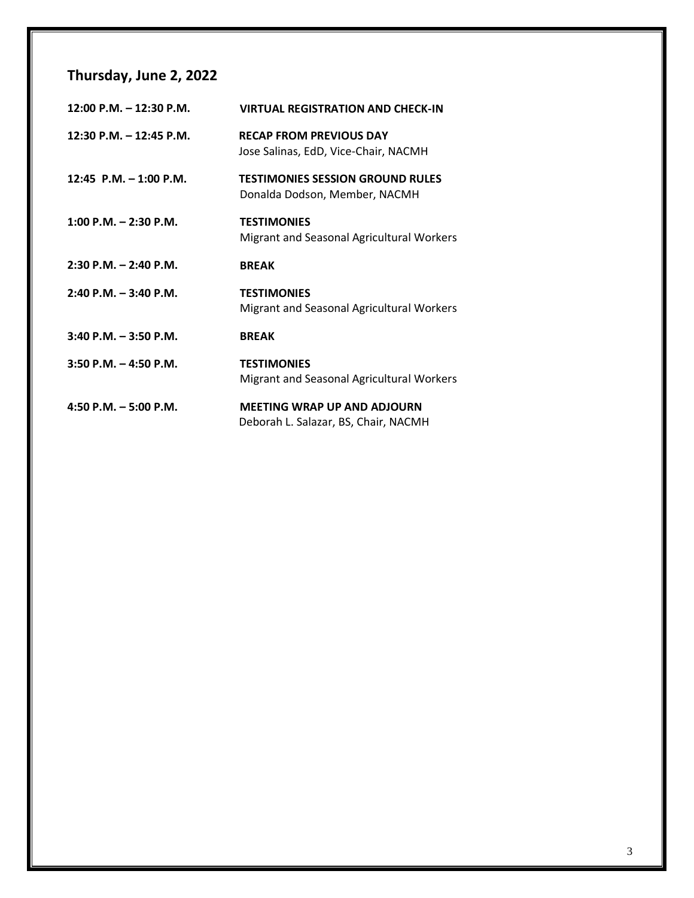## Thursday, June 2, 2022

**12:00 P.M. – 12:30 P.M.** **VIRTUAL REGISTRATION AND CHECK-IN**

**12:30 P.M. – 12:45 P.M.** **RECAP FROM PREVIOUS DAY**
Jose Salinas, EdD, Vice-Chair, NACMH

**12:45 P.M. – 1:00 P.M.** **TESTIMONIES SESSION GROUND RULES**
Donalda Dodson, Member, NACMH

**1:00 P.M. – 2:30 P.M.** **TESTIMONIES**
Migrant and Seasonal Agricultural Workers

**2:30 P.M. – 2:40 P.M.** **BREAK**

**2:40 P.M. – 3:40 P.M.** **TESTIMONIES**
Migrant and Seasonal Agricultural Workers

**3:40 P.M. – 3:50 P.M.** **BREAK**

**3:50 P.M. – 4:50 P.M.** **TESTIMONIES**
Migrant and Seasonal Agricultural Workers

**4:50 P.M. – 5:00 P.M.** **MEETING WRAP UP AND ADJOURN**
Deborah L. Salazar, BS, Chair, NACMH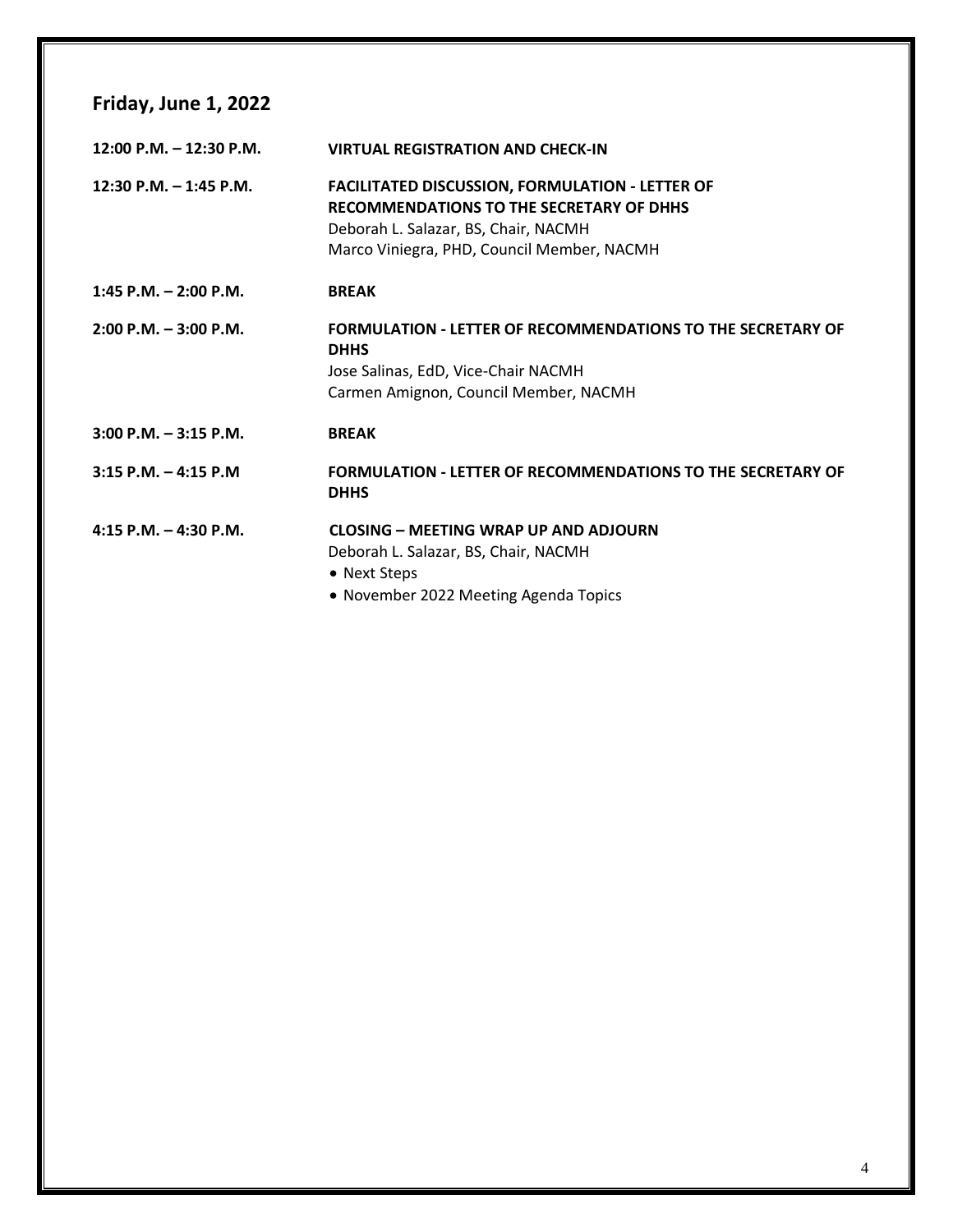## Friday, June 1, 2022

| | |
|---|---|
| **12:00 P.M. – 12:30 P.M.** | **VIRTUAL REGISTRATION AND CHECK-IN** |
| **12:30 P.M. – 1:45 P.M.** | **FACILITATED DISCUSSION, FORMULATION - LETTER OF RECOMMENDATIONS TO THE SECRETARY OF DHHS**<br>Deborah L. Salazar, BS, Chair, NACMH<br>Marco Viniegra, PHD, Council Member, NACMH |
| **1:45 P.M. – 2:00 P.M.** | **BREAK** |
| **2:00 P.M. – 3:00 P.M.** | **FORMULATION - LETTER OF RECOMMENDATIONS TO THE SECRETARY OF DHHS**<br>Jose Salinas, EdD, Vice-Chair NACMH<br>Carmen Amignon, Council Member, NACMH |
| **3:00 P.M. – 3:15 P.M.** | **BREAK** |
| **3:15 P.M. – 4:15 P.M** | **FORMULATION - LETTER OF RECOMMENDATIONS TO THE SECRETARY OF DHHS** |
| **4:15 P.M. – 4:30 P.M.** | **CLOSING – MEETING WRAP UP AND ADJOURN**<br>Deborah L. Salazar, BS, Chair, NACMH<br>• Next Steps<br>• November 2022 Meeting Agenda Topics |